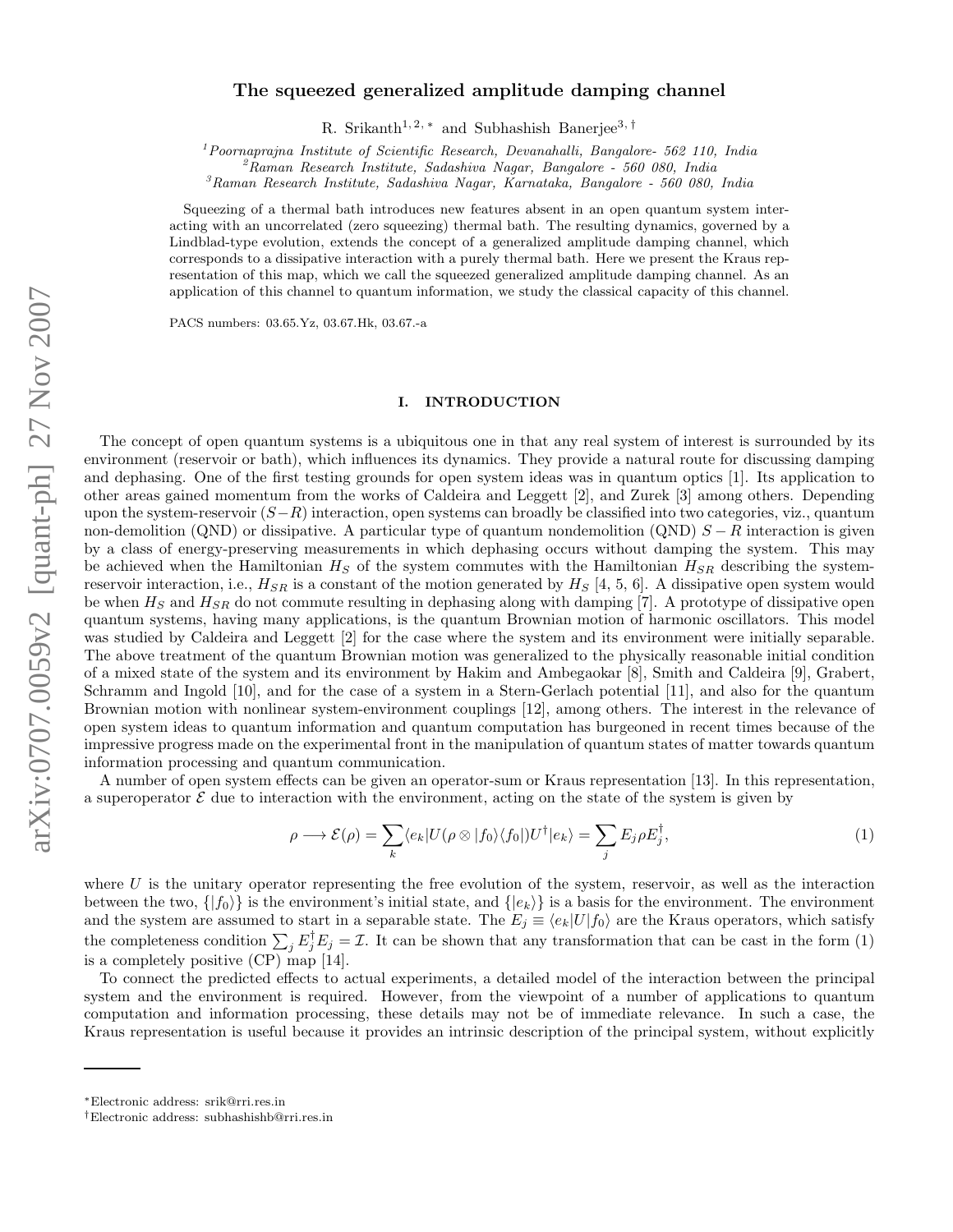# The squeezed generalized amplitude damping channel

R. Srikanth[1, 2, ∗] and Subhashish Banerjee[3, †]

[1] *Poornaprajna Institute of Scientific Research, Devanahalli, Bangalore- 562 110, India*
[2] *Raman Research Institute, Sadashiva Nagar, Bangalore - 560 080, India*
[3] *Raman Research Institute, Sadashiva Nagar, Karnataka, Bangalore - 560 080, India*

Squeezing of a thermal bath introduces new features absent in an open quantum system interacting with an uncorrelated (zero squeezing) thermal bath. The resulting dynamics, governed by a Lindblad-type evolution, extends the concept of a generalized amplitude damping channel, which corresponds to a dissipative interaction with a purely thermal bath. Here we present the Kraus representation of this map, which we call the squeezed generalized amplitude damping channel. As an application of this channel to quantum information, we study the classical capacity of this channel.

PACS numbers: 03.65.Yz, 03.67.Hk, 03.67.-a

## I. INTRODUCTION

The concept of open quantum systems is a ubiquitous one in that any real system of interest is surrounded by its environment (reservoir or bath), which influences its dynamics. They provide a natural route for discussing damping and dephasing. One of the first testing grounds for open system ideas was in quantum optics [1]. Its application to other areas gained momentum from the works of Caldeira and Leggett [2], and Zurek [3] among others. Depending upon the system-reservoir ($S-R$) interaction, open systems can broadly be classified into two categories, viz., quantum non-demolition (QND) or dissipative. A particular type of quantum nondemolition (QND) $S-R$ interaction is given by a class of energy-preserving measurements in which dephasing occurs without damping the system. This may be achieved when the Hamiltonian $H_S$ of the system commutes with the Hamiltonian $H_{SR}$ describing the system-reservoir interaction, i.e., $H_{SR}$ is a constant of the motion generated by $H_S$ [4, 5, 6]. A dissipative open system would be when $H_S$ and $H_{SR}$ do not commute resulting in dephasing along with damping [7]. A prototype of dissipative open quantum systems, having many applications, is the quantum Brownian motion of harmonic oscillators. This model was studied by Caldeira and Leggett [2] for the case where the system and its environment were initially separable. The above treatment of the quantum Brownian motion was generalized to the physically reasonable initial condition of a mixed state of the system and its environment by Hakim and Ambegaokar [8], Smith and Caldeira [9], Grabert, Schramm and Ingold [10], and for the case of a system in a Stern-Gerlach potential [11], and also for the quantum Brownian motion with nonlinear system-environment couplings [12], among others. The interest in the relevance of open system ideas to quantum information and quantum computation has burgeoned in recent times because of the impressive progress made on the experimental front in the manipulation of quantum states of matter towards quantum information processing and quantum communication.

A number of open system effects can be given an operator-sum or Kraus representation [13]. In this representation, a superoperator $\mathcal{E}$ due to interaction with the environment, acting on the state of the system is given by

$$\rho \longrightarrow \mathcal{E}(\rho) = \sum_k \langle e_k|U(\rho \otimes |f_0\rangle\langle f_0|)U^\dagger|e_k\rangle = \sum_j E_j \rho E_j^\dagger, \tag{1}$$

where $U$ is the unitary operator representing the free evolution of the system, reservoir, as well as the interaction between the two, $\{|f_0\rangle\}$ is the environment's initial state, and $\{|e_k\rangle\}$ is a basis for the environment. The environment and the system are assumed to start in a separable state. The $E_j \equiv \langle e_k|U|f_0\rangle$ are the Kraus operators, which satisfy the completeness condition $\sum_j E_j^\dagger E_j = \mathcal{I}$. It can be shown that any transformation that can be cast in the form (1) is a completely positive (CP) map [14].

To connect the predicted effects to actual experiments, a detailed model of the interaction between the principal system and the environment is required. However, from the viewpoint of a number of applications to quantum computation and information processing, these details may not be of immediate relevance. In such a case, the Kraus representation is useful because it provides an intrinsic description of the principal system, without explicitly

---

∗Electronic address: srik@rri.res.in
†Electronic address: subhashishb@rri.res.in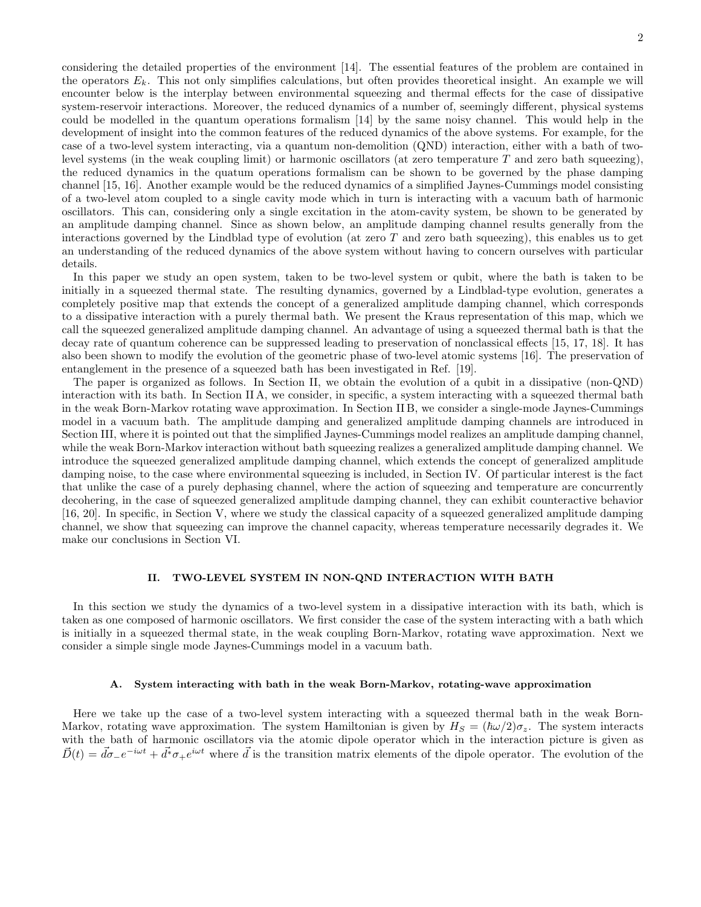considering the detailed properties of the environment [14]. The essential features of the problem are contained in the operators $E_k$. This not only simplifies calculations, but often provides theoretical insight. An example we will encounter below is the interplay between environmental squeezing and thermal effects for the case of dissipative system-reservoir interactions. Moreover, the reduced dynamics of a number of, seemingly different, physical systems could be modelled in the quantum operations formalism [14] by the same noisy channel. This would help in the development of insight into the common features of the reduced dynamics of the above systems. For example, for the case of a two-level system interacting, via a quantum non-demolition (QND) interaction, either with a bath of two-level systems (in the weak coupling limit) or harmonic oscillators (at zero temperature $T$ and zero bath squeezing), the reduced dynamics in the quatum operations formalism can be shown to be governed by the phase damping channel [15, 16]. Another example would be the reduced dynamics of a simplified Jaynes-Cummings model consisting of a two-level atom coupled to a single cavity mode which in turn is interacting with a vacuum bath of harmonic oscillators. This can, considering only a single excitation in the atom-cavity system, be shown to be generated by an amplitude damping channel. Since as shown below, an amplitude damping channel results generally from the interactions governed by the Lindblad type of evolution (at zero $T$ and zero bath squeezing), this enables us to get an understanding of the reduced dynamics of the above system without having to concern ourselves with particular details.

In this paper we study an open system, taken to be two-level system or qubit, where the bath is taken to be initially in a squeezed thermal state. The resulting dynamics, governed by a Lindblad-type evolution, generates a completely positive map that extends the concept of a generalized amplitude damping channel, which corresponds to a dissipative interaction with a purely thermal bath. We present the Kraus representation of this map, which we call the squeezed generalized amplitude damping channel. An advantage of using a squeezed thermal bath is that the decay rate of quantum coherence can be suppressed leading to preservation of nonclassical effects [15, 17, 18]. It has also been shown to modify the evolution of the geometric phase of two-level atomic systems [16]. The preservation of entanglement in the presence of a squeezed bath has been investigated in Ref. [19].

The paper is organized as follows. In Section II, we obtain the evolution of a qubit in a dissipative (non-QND) interaction with its bath. In Section II A, we consider, in specific, a system interacting with a squeezed thermal bath in the weak Born-Markov rotating wave approximation. In Section II B, we consider a single-mode Jaynes-Cummings model in a vacuum bath. The amplitude damping and generalized amplitude damping channels are introduced in Section III, where it is pointed out that the simplified Jaynes-Cummings model realizes an amplitude damping channel, while the weak Born-Markov interaction without bath squeezing realizes a generalized amplitude damping channel. We introduce the squeezed generalized amplitude damping channel, which extends the concept of generalized amplitude damping noise, to the case where environmental squeezing is included, in Section IV. Of particular interest is the fact that unlike the case of a purely dephasing channel, where the action of squeezing and temperature are concurrently decohering, in the case of squeezed generalized amplitude damping channel, they can exhibit counteractive behavior [16, 20]. In specific, in Section V, where we study the classical capacity of a squeezed generalized amplitude damping channel, we show that squeezing can improve the channel capacity, whereas temperature necessarily degrades it. We make our conclusions in Section VI.

## II. TWO-LEVEL SYSTEM IN NON-QND INTERACTION WITH BATH

In this section we study the dynamics of a two-level system in a dissipative interaction with its bath, which is taken as one composed of harmonic oscillators. We first consider the case of the system interacting with a bath which is initially in a squeezed thermal state, in the weak coupling Born-Markov, rotating wave approximation. Next we consider a simple single mode Jaynes-Cummings model in a vacuum bath.

### A. System interacting with bath in the weak Born-Markov, rotating-wave approximation

Here we take up the case of a two-level system interacting with a squeezed thermal bath in the weak Born-Markov, rotating wave approximation. The system Hamiltonian is given by $H_S = (\hbar\omega/2)\sigma_z$. The system interacts with the bath of harmonic oscillators via the atomic dipole operator which in the interaction picture is given as $\vec{D}(t) = \vec{d}\sigma_- e^{-i\omega t} + \vec{d}^{*}\sigma_+ e^{i\omega t}$ where $\vec{d}$ is the transition matrix elements of the dipole operator. The evolution of the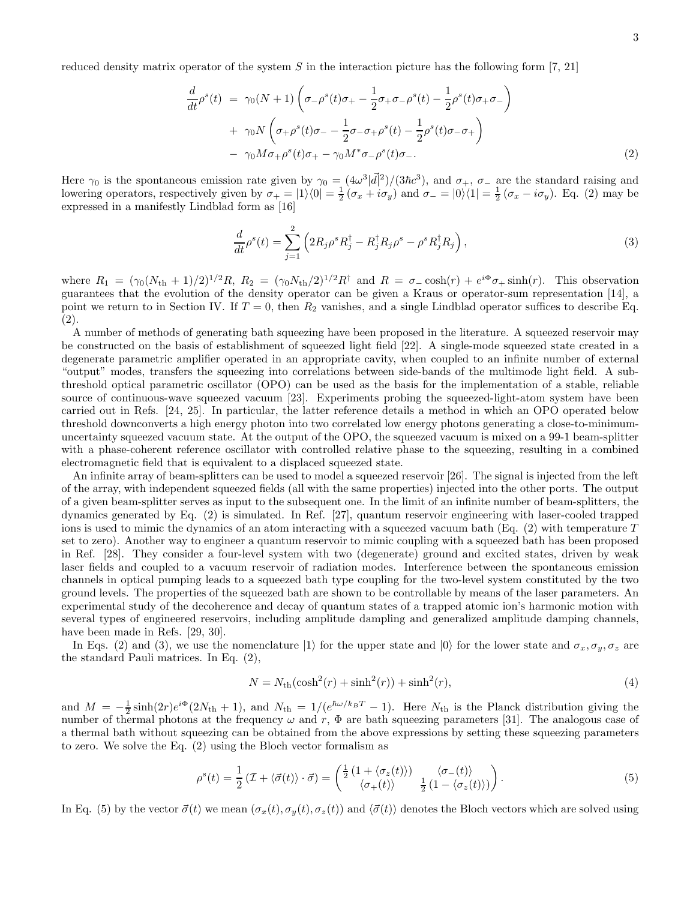reduced density matrix operator of the system $S$ in the interaction picture has the following form [7, 21]

$$
\begin{aligned}
\frac{d}{dt}\rho^s(t) &= \gamma_0(N+1)\left(\sigma_-\rho^s(t)\sigma_+ - \frac{1}{2}\sigma_+\sigma_-\rho^s(t) - \frac{1}{2}\rho^s(t)\sigma_+\sigma_-\right) \\
&+ \gamma_0 N\left(\sigma_+\rho^s(t)\sigma_- - \frac{1}{2}\sigma_-\sigma_+\rho^s(t) - \frac{1}{2}\rho^s(t)\sigma_-\sigma_+\right) \\
&- \gamma_0 M\sigma_+\rho^s(t)\sigma_+ - \gamma_0 M^*\sigma_-\rho^s(t)\sigma_-.
\end{aligned} \tag{2}
$$

Here $\gamma_0$ is the spontaneous emission rate given by $\gamma_0 = (4\omega^3|\vec{d}|^2)/(3\hbar c^3)$, and $\sigma_+$, $\sigma_-$ are the standard raising and lowering operators, respectively given by $\sigma_+ = |1\rangle\langle 0| = \frac{1}{2}(\sigma_x + i\sigma_y)$ and $\sigma_- = |0\rangle\langle 1| = \frac{1}{2}(\sigma_x - i\sigma_y)$. Eq. (2) may be expressed in a manifestly Lindblad form as [16]

$$
\frac{d}{dt}\rho^s(t) = \sum_{j=1}^{2}\left(2R_j\rho^s R_j^\dagger - R_j^\dagger R_j\rho^s - \rho^s R_j^\dagger R_j\right), \tag{3}
$$

where $R_1 = (\gamma_0(N_{\rm th}+1)/2)^{1/2}R$, $R_2 = (\gamma_0 N_{\rm th}/2)^{1/2}R^\dagger$ and $R = \sigma_-\cosh(r) + e^{i\Phi}\sigma_+\sinh(r)$. This observation guarantees that the evolution of the density operator can be given a Kraus or operator-sum representation [14], a point we return to in Section IV. If $T = 0$, then $R_2$ vanishes, and a single Lindblad operator suffices to describe Eq. (2).

A number of methods of generating bath squeezing have been proposed in the literature. A squeezed reservoir may be constructed on the basis of establishment of squeezed light field [22]. A single-mode squeezed state created in a degenerate parametric amplifier operated in an appropriate cavity, when coupled to an infinite number of external "output" modes, transfers the squeezing into correlations between side-bands of the multimode light field. A sub-threshold optical parametric oscillator (OPO) can be used as the basis for the implementation of a stable, reliable source of continuous-wave squeezed vacuum [23]. Experiments probing the squeezed-light-atom system have been carried out in Refs. [24, 25]. In particular, the latter reference details a method in which an OPO operated below threshold downconverts a high energy photon into two correlated low energy photons generating a close-to-minimum-uncertainty squeezed vacuum state. At the output of the OPO, the squeezed vacuum is mixed on a 99-1 beam-splitter with a phase-coherent reference oscillator with controlled relative phase to the squeezing, resulting in a combined electromagnetic field that is equivalent to a displaced squeezed state.

An infinite array of beam-splitters can be used to model a squeezed reservoir [26]. The signal is injected from the left of the array, with independent squeezed fields (all with the same properties) injected into the other ports. The output of a given beam-splitter serves as input to the subsequent one. In the limit of an infinite number of beam-splitters, the dynamics generated by Eq. (2) is simulated. In Ref. [27], quantum reservoir engineering with laser-cooled trapped ions is used to mimic the dynamics of an atom interacting with a squeezed vacuum bath (Eq. (2) with temperature $T$ set to zero). Another way to engineer a quantum reservoir to mimic coupling with a squeezed bath has been proposed in Ref. [28]. They consider a four-level system with two (degenerate) ground and excited states, driven by weak laser fields and coupled to a vacuum reservoir of radiation modes. Interference between the spontaneous emission channels in optical pumping leads to a squeezed bath type coupling for the two-level system constituted by the two ground levels. The properties of the squeezed bath are shown to be controllable by means of the laser parameters. An experimental study of the decoherence and decay of quantum states of a trapped atomic ion's harmonic motion with several types of engineered reservoirs, including amplitude dampling and generalized amplitude damping channels, have been made in Refs. [29, 30].

In Eqs. (2) and (3), we use the nomenclature $|1\rangle$ for the upper state and $|0\rangle$ for the lower state and $\sigma_x, \sigma_y, \sigma_z$ are the standard Pauli matrices. In Eq. (2),

$$
N = N_{\rm th}(\cosh^2(r) + \sinh^2(r)) + \sinh^2(r), \tag{4}
$$

and $M = -\frac{1}{2}\sinh(2r)e^{i\Phi}(2N_{\rm th}+1)$, and $N_{\rm th} = 1/(e^{\hbar\omega/k_B T} - 1)$. Here $N_{\rm th}$ is the Planck distribution giving the number of thermal photons at the frequency $\omega$ and $r$, $\Phi$ are bath squeezing parameters [31]. The analogous case of a thermal bath without squeezing can be obtained from the above expressions by setting these squeezing parameters to zero. We solve the Eq. (2) using the Bloch vector formalism as

$$
\rho^s(t) = \frac{1}{2}\left(\mathcal{I} + \langle\vec{\sigma}(t)\rangle\cdot\vec{\sigma}\right) = \begin{pmatrix} \frac{1}{2}\left(1 + \langle\sigma_z(t)\rangle\right) & \langle\sigma_-(t)\rangle \\ \langle\sigma_+(t)\rangle & \frac{1}{2}\left(1 - \langle\sigma_z(t)\rangle\right) \end{pmatrix}. \tag{5}
$$

In Eq. (5) by the vector $\vec{\sigma}(t)$ we mean $(\sigma_x(t), \sigma_y(t), \sigma_z(t))$ and $\langle\vec{\sigma}(t)\rangle$ denotes the Bloch vectors which are solved using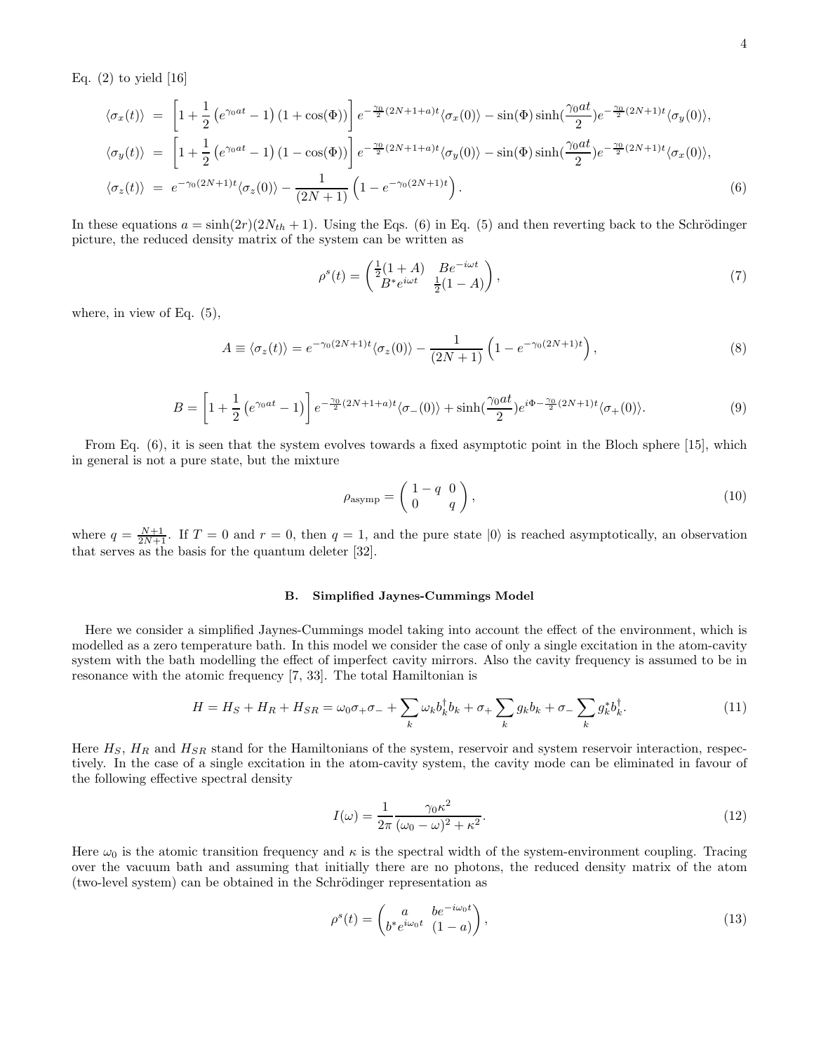Eq. (2) to yield [16]

$$
\begin{aligned}
\langle \sigma_x(t) \rangle &= \left[1 + \frac{1}{2}\left(e^{\gamma_0 a t} - 1\right)(1 + \cos(\Phi))\right] e^{-\frac{\gamma_0}{2}(2N+1+a)t} \langle \sigma_x(0) \rangle - \sin(\Phi) \sinh(\frac{\gamma_0 a t}{2}) e^{-\frac{\gamma_0}{2}(2N+1)t} \langle \sigma_y(0) \rangle, \\
\langle \sigma_y(t) \rangle &= \left[1 + \frac{1}{2}\left(e^{\gamma_0 a t} - 1\right)(1 - \cos(\Phi))\right] e^{-\frac{\gamma_0}{2}(2N+1+a)t} \langle \sigma_y(0) \rangle - \sin(\Phi) \sinh(\frac{\gamma_0 a t}{2}) e^{-\frac{\gamma_0}{2}(2N+1)t} \langle \sigma_x(0) \rangle, \\
\langle \sigma_z(t) \rangle &= e^{-\gamma_0(2N+1)t} \langle \sigma_z(0) \rangle - \frac{1}{(2N+1)} \left(1 - e^{-\gamma_0(2N+1)t}\right).
\end{aligned} \tag{6}
$$

In these equations $a = \sinh(2r)(2N_{th} + 1)$. Using the Eqs. (6) in Eq. (5) and then reverting back to the Schrödinger picture, the reduced density matrix of the system can be written as

$$
\rho^s(t) = \begin{pmatrix} \frac{1}{2}(1+A) & Be^{-i\omega t} \\ B^* e^{i\omega t} & \frac{1}{2}(1-A) \end{pmatrix}, \tag{7}
$$

where, in view of Eq. (5),

$$
A \equiv \langle \sigma_z(t) \rangle = e^{-\gamma_0(2N+1)t} \langle \sigma_z(0) \rangle - \frac{1}{(2N+1)} \left(1 - e^{-\gamma_0(2N+1)t}\right), \tag{8}
$$

$$
B = \left[1 + \frac{1}{2}\left(e^{\gamma_0 a t} - 1\right)\right] e^{-\frac{\gamma_0}{2}(2N+1+a)t} \langle \sigma_-(0) \rangle + \sinh(\frac{\gamma_0 a t}{2}) e^{i\Phi - \frac{\gamma_0}{2}(2N+1)t} \langle \sigma_+(0) \rangle. \tag{9}
$$

From Eq. (6), it is seen that the system evolves towards a fixed asymptotic point in the Bloch sphere [15], which in general is not a pure state, but the mixture

$$
\rho_{\text{asymp}} = \begin{pmatrix} 1-q & 0 \\ 0 & q \end{pmatrix}, \tag{10}
$$

where $q = \frac{N+1}{2N+1}$. If $T = 0$ and $r = 0$, then $q = 1$, and the pure state $|0\rangle$ is reached asymptotically, an observation that serves as the basis for the quantum deleter [32].

### B. Simplified Jaynes-Cummings Model

Here we consider a simplified Jaynes-Cummings model taking into account the effect of the environment, which is modelled as a zero temperature bath. In this model we consider the case of only a single excitation in the atom-cavity system with the bath modelling the effect of imperfect cavity mirrors. Also the cavity frequency is assumed to be in resonance with the atomic frequency [7, 33]. The total Hamiltonian is

$$
H = H_S + H_R + H_{SR} = \omega_0 \sigma_+ \sigma_- + \sum_k \omega_k b_k^\dagger b_k + \sigma_+ \sum_k g_k b_k + \sigma_- \sum_k g_k^* b_k^\dagger. \tag{11}
$$

Here $H_S$, $H_R$ and $H_{SR}$ stand for the Hamiltonians of the system, reservoir and system reservoir interaction, respectively. In the case of a single excitation in the atom-cavity system, the cavity mode can be eliminated in favour of the following effective spectral density

$$
I(\omega) = \frac{1}{2\pi} \frac{\gamma_0 \kappa^2}{(\omega_0 - \omega)^2 + \kappa^2}. \tag{12}
$$

Here $\omega_0$ is the atomic transition frequency and $\kappa$ is the spectral width of the system-environment coupling. Tracing over the vacuum bath and assuming that initially there are no photons, the reduced density matrix of the atom (two-level system) can be obtained in the Schrödinger representation as

$$
\rho^s(t) = \begin{pmatrix} a & be^{-i\omega_0 t} \\ b^* e^{i\omega_0 t} & (1-a) \end{pmatrix}, \tag{13}
$$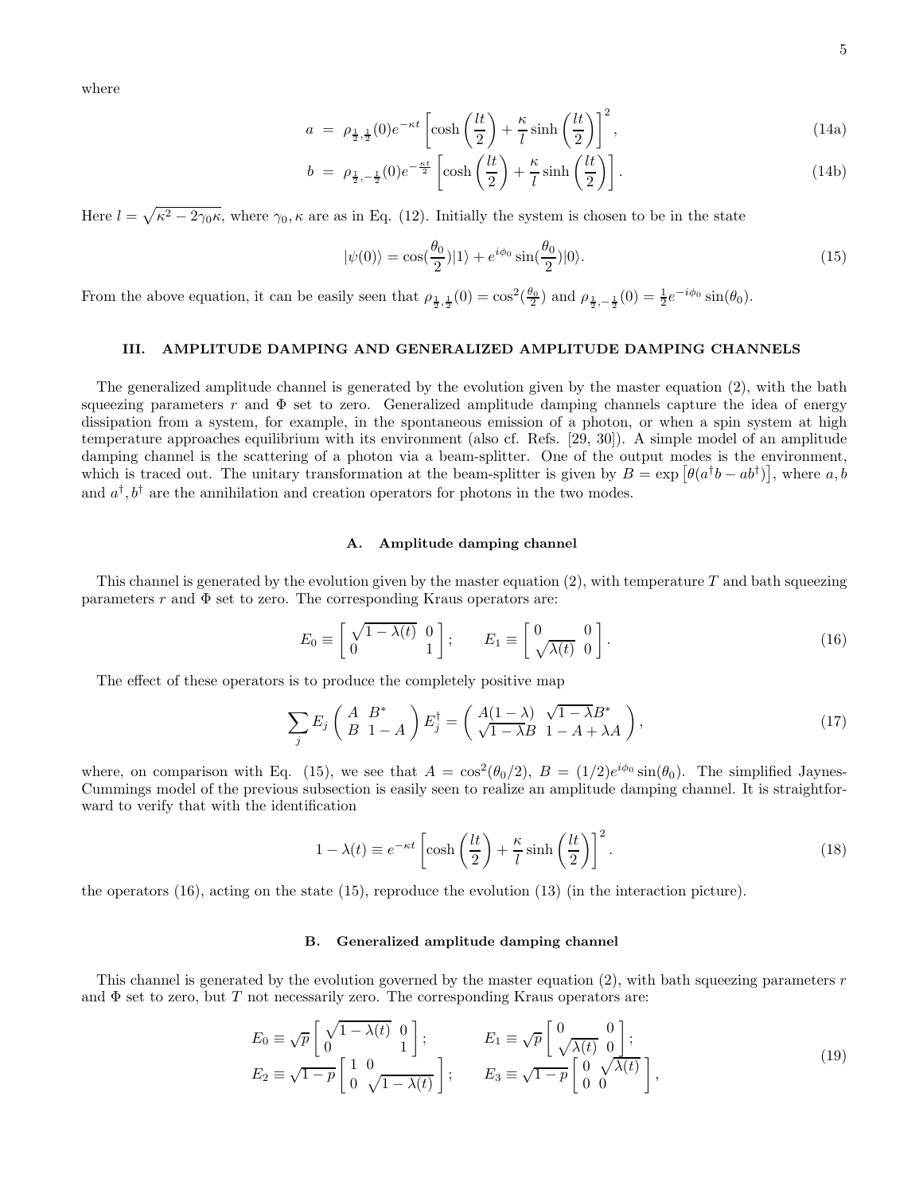where

$$a = \rho_{\frac{1}{2},\frac{1}{2}}(0)e^{-\kappa t}\left[\cosh\left(\frac{lt}{2}\right)+\frac{\kappa}{l}\sinh\left(\frac{lt}{2}\right)\right]^2, \tag{14a}$$

$$b = \rho_{\frac{1}{2},-\frac{1}{2}}(0)e^{-\frac{\kappa t}{2}}\left[\cosh\left(\frac{lt}{2}\right)+\frac{\kappa}{l}\sinh\left(\frac{lt}{2}\right)\right]. \tag{14b}$$

Here $l=\sqrt{\kappa^2-2\gamma_0\kappa}$, where $\gamma_0, \kappa$ are as in Eq. (12). Initially the system is chosen to be in the state

$$|\psi(0)\rangle = \cos(\frac{\theta_0}{2})|1\rangle + e^{i\phi_0}\sin(\frac{\theta_0}{2})|0\rangle. \tag{15}$$

From the above equation, it can be easily seen that $\rho_{\frac{1}{2},\frac{1}{2}}(0)=\cos^2(\frac{\theta_0}{2})$ and $\rho_{\frac{1}{2},-\frac{1}{2}}(0)=\frac{1}{2}e^{-i\phi_0}\sin(\theta_0)$.

## III. AMPLITUDE DAMPING AND GENERALIZED AMPLITUDE DAMPING CHANNELS

The generalized amplitude channel is generated by the evolution given by the master equation (2), with the bath squeezing parameters $r$ and $\Phi$ set to zero. Generalized amplitude damping channels capture the idea of energy dissipation from a system, for example, in the spontaneous emission of a photon, or when a spin system at high temperature approaches equilibrium with its environment (also cf. Refs. [29, 30]). A simple model of an amplitude damping channel is the scattering of a photon via a beam-splitter. One of the output modes is the environment, which is traced out. The unitary transformation at the beam-splitter is given by $B=\exp\left[\theta(a^\dagger b - ab^\dagger)\right]$, where $a, b$ and $a^\dagger, b^\dagger$ are the annihilation and creation operators for photons in the two modes.

### A. Amplitude damping channel

This channel is generated by the evolution given by the master equation (2), with temperature $T$ and bath squeezing parameters $r$ and $\Phi$ set to zero. The corresponding Kraus operators are:

$$E_0 \equiv \left[\begin{array}{cc}\sqrt{1-\lambda(t)} & 0 \\ 0 & 1\end{array}\right]; \qquad E_1 \equiv \left[\begin{array}{cc}0 & 0 \\ \sqrt{\lambda(t)} & 0\end{array}\right]. \tag{16}$$

The effect of these operators is to produce the completely positive map

$$\sum_j E_j \left(\begin{array}{cc} A & B^* \\ B & 1-A\end{array}\right) E_j^\dagger = \left(\begin{array}{cc} A(1-\lambda) & \sqrt{1-\lambda}B^* \\ \sqrt{1-\lambda}B & 1-A+\lambda A\end{array}\right), \tag{17}$$

where, on comparison with Eq. (15), we see that $A=\cos^2(\theta_0/2)$, $B=(1/2)e^{i\phi_0}\sin(\theta_0)$. The simplified Jaynes-Cummings model of the previous subsection is easily seen to realize an amplitude damping channel. It is straightforward to verify that with the identification

$$1-\lambda(t) \equiv e^{-\kappa t}\left[\cosh\left(\frac{lt}{2}\right)+\frac{\kappa}{l}\sinh\left(\frac{lt}{2}\right)\right]^2. \tag{18}$$

the operators (16), acting on the state (15), reproduce the evolution (13) (in the interaction picture).

### B. Generalized amplitude damping channel

This channel is generated by the evolution governed by the master equation (2), with bath squeezing parameters $r$ and $\Phi$ set to zero, but $T$ not necessarily zero. The corresponding Kraus operators are:

$$\begin{array}{ll} E_0 \equiv \sqrt{p}\left[\begin{array}{cc}\sqrt{1-\lambda(t)} & 0 \\ 0 & 1\end{array}\right]; & E_1 \equiv \sqrt{p}\left[\begin{array}{cc}0 & 0 \\ \sqrt{\lambda(t)} & 0\end{array}\right]; \\ E_2 \equiv \sqrt{1-p}\left[\begin{array}{cc}1 & 0 \\ 0 & \sqrt{1-\lambda(t)}\end{array}\right]; & E_3 \equiv \sqrt{1-p}\left[\begin{array}{cc}0 & \sqrt{\lambda(t)} \\ 0 & 0\end{array}\right], \end{array} \tag{19}$$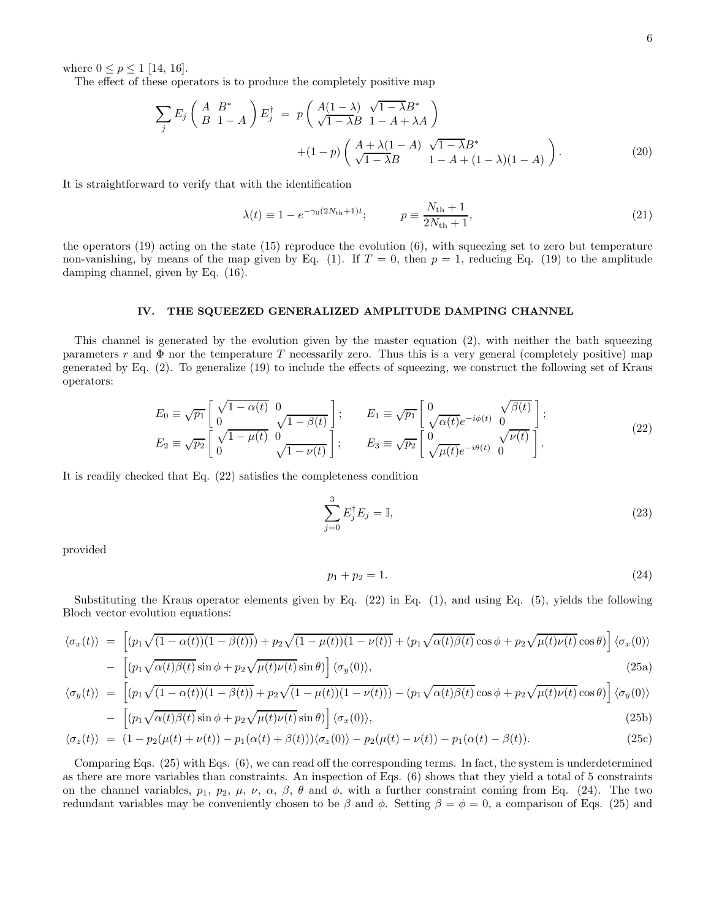where $0 \leq p \leq 1$ [14, 16].

The effect of these operators is to produce the completely positive map

$$
\sum_j E_j \begin{pmatrix} A & B^* \\ B & 1-A \end{pmatrix} E_j^\dagger = p \begin{pmatrix} A(1-\lambda) & \sqrt{1-\lambda}B^* \\ \sqrt{1-\lambda}B & 1-A+\lambda A \end{pmatrix} + (1-p) \begin{pmatrix} A+\lambda(1-A) & \sqrt{1-\lambda}B^* \\ \sqrt{1-\lambda}B & 1-A+(1-\lambda)(1-A) \end{pmatrix}. \tag{20}
$$

It is straightforward to verify that with the identification

$$
\lambda(t) \equiv 1 - e^{-\gamma_0(2N_{\rm th}+1)t}; \qquad p \equiv \frac{N_{\rm th}+1}{2N_{\rm th}+1}, \tag{21}
$$

the operators (19) acting on the state (15) reproduce the evolution (6), with squeezing set to zero but temperature non-vanishing, by means of the map given by Eq. (1). If $T = 0$, then $p = 1$, reducing Eq. (19) to the amplitude damping channel, given by Eq. (16).

## IV. THE SQUEEZED GENERALIZED AMPLITUDE DAMPING CHANNEL

This channel is generated by the evolution given by the master equation (2), with neither the bath squeezing parameters $r$ and $\Phi$ nor the temperature $T$ necessarily zero. Thus this is a very general (completely positive) map generated by Eq. (2). To generalize (19) to include the effects of squeezing, we construct the following set of Kraus operators:

$$
\begin{aligned}
E_0 &\equiv \sqrt{p_1} \begin{bmatrix} \sqrt{1-\alpha(t)} & 0 \\ 0 & \sqrt{1-\beta(t)} \end{bmatrix}; \qquad E_1 \equiv \sqrt{p_1} \begin{bmatrix} 0 & \sqrt{\beta(t)} \\ \sqrt{\alpha(t)}e^{-i\phi(t)} & 0 \end{bmatrix}; \\
E_2 &\equiv \sqrt{p_2} \begin{bmatrix} \sqrt{1-\mu(t)} & 0 \\ 0 & \sqrt{1-\nu(t)} \end{bmatrix}; \qquad E_3 \equiv \sqrt{p_2} \begin{bmatrix} 0 & \sqrt{\nu(t)} \\ \sqrt{\mu(t)}e^{-i\theta(t)} & 0 \end{bmatrix}.
\end{aligned} \tag{22}
$$

It is readily checked that Eq. (22) satisfies the completeness condition

$$
\sum_{j=0}^{3} E_j^\dagger E_j = \mathbb{I}, \tag{23}
$$

provided

$$
p_1 + p_2 = 1. \tag{24}
$$

Substituting the Kraus operator elements given by Eq. (22) in Eq. (1), and using Eq. (5), yields the following Bloch vector evolution equations:

$$
\begin{aligned}
\langle\sigma_x(t)\rangle &= \Big[(p_1\sqrt{(1-\alpha(t))(1-\beta(t))}) + p_2\sqrt{(1-\mu(t))(1-\nu(t))} + (p_1\sqrt{\alpha(t)\beta(t)}\cos\phi + p_2\sqrt{\mu(t)\nu(t)}\cos\theta)\Big]\langle\sigma_x(0)\rangle \\
&\quad - \Big[(p_1\sqrt{\alpha(t)\beta(t)}\sin\phi + p_2\sqrt{\mu(t)\nu(t)}\sin\theta)\Big]\langle\sigma_y(0)\rangle, \qquad (25a) \\
\langle\sigma_y(t)\rangle &= \Big[(p_1\sqrt{(1-\alpha(t))(1-\beta(t))} + p_2\sqrt{(1-\mu(t))(1-\nu(t))}) - (p_1\sqrt{\alpha(t)\beta(t)}\cos\phi + p_2\sqrt{\mu(t)\nu(t)}\cos\theta)\Big]\langle\sigma_y(0)\rangle \\
&\quad - \Big[(p_1\sqrt{\alpha(t)\beta(t)}\sin\phi + p_2\sqrt{\mu(t)\nu(t)}\sin\theta)\Big]\langle\sigma_x(0)\rangle, \qquad (25b) \\
\langle\sigma_z(t)\rangle &= (1 - p_2(\mu(t)+\nu(t)) - p_1(\alpha(t)+\beta(t)))\langle\sigma_z(0)\rangle - p_2(\mu(t)-\nu(t)) - p_1(\alpha(t)-\beta(t)). \qquad (25c)
\end{aligned}
$$

Comparing Eqs. (25) with Eqs. (6), we can read off the corresponding terms. In fact, the system is underdetermined as there are more variables than constraints. An inspection of Eqs. (6) shows that they yield a total of 5 constraints on the channel variables, $p_1$, $p_2$, $\mu$, $\nu$, $\alpha$, $\beta$, $\theta$ and $\phi$, with a further constraint coming from Eq. (24). The two redundant variables may be conveniently chosen to be $\beta$ and $\phi$. Setting $\beta = \phi = 0$, a comparison of Eqs. (25) and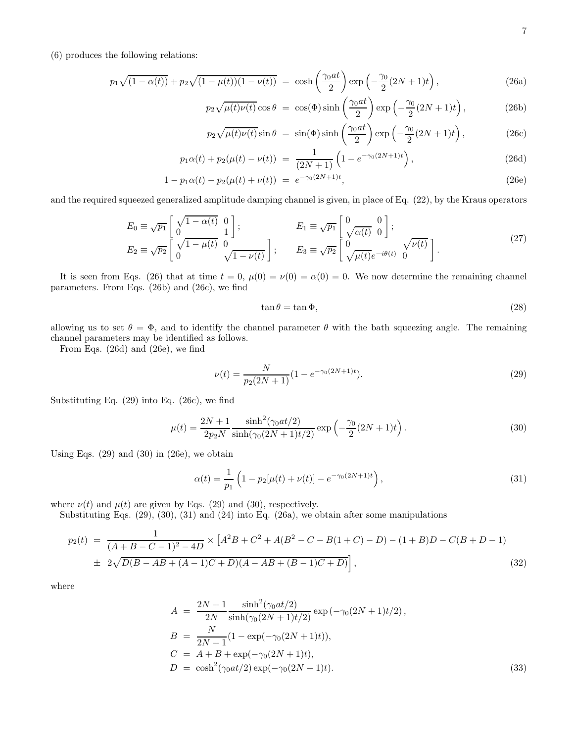(6) produces the following relations:

$$
\begin{aligned}
p_1\sqrt{(1-\alpha(t))} + p_2\sqrt{(1-\mu(t))(1-\nu(t))} &= \cosh\left(\frac{\gamma_0 a t}{2}\right)\exp\left(-\frac{\gamma_0}{2}(2N+1)t\right), && \text{(26a)}\\
p_2\sqrt{\mu(t)\nu(t)}\cos\theta &= \cos(\Phi)\sinh\left(\frac{\gamma_0 a t}{2}\right)\exp\left(-\frac{\gamma_0}{2}(2N+1)t\right), && \text{(26b)}\\
p_2\sqrt{\mu(t)\nu(t)}\sin\theta &= \sin(\Phi)\sinh\left(\frac{\gamma_0 a t}{2}\right)\exp\left(-\frac{\gamma_0}{2}(2N+1)t\right), && \text{(26c)}\\
p_1\alpha(t) + p_2(\mu(t)-\nu(t)) &= \frac{1}{(2N+1)}\left(1-e^{-\gamma_0(2N+1)t}\right), && \text{(26d)}\\
1 - p_1\alpha(t) - p_2(\mu(t)+\nu(t)) &= e^{-\gamma_0(2N+1)t}, && \text{(26e)}
\end{aligned}
$$

and the required squeezed generalized amplitude damping channel is given, in place of Eq. (22), by the Kraus operators

$$
\begin{aligned}
E_0 &\equiv \sqrt{p_1}\begin{bmatrix}\sqrt{1-\alpha(t)} & 0\\ 0 & 1\end{bmatrix}; &\quad E_1 &\equiv \sqrt{p_1}\begin{bmatrix}0 & 0\\ \sqrt{\alpha(t)} & 0\end{bmatrix};\\
E_2 &\equiv \sqrt{p_2}\begin{bmatrix}\sqrt{1-\mu(t)} & 0\\ 0 & \sqrt{1-\nu(t)}\end{bmatrix}; &\quad E_3 &\equiv \sqrt{p_2}\begin{bmatrix}0 & \sqrt{\nu(t)}\\ \sqrt{\mu(t)}e^{-i\theta(t)} & 0\end{bmatrix}.
\end{aligned}
\tag{27}
$$

It is seen from Eqs. (26) that at time $t=0$, $\mu(0)=\nu(0)=\alpha(0)=0$. We now determine the remaining channel parameters. From Eqs. (26b) and (26c), we find

$$
\tan\theta = \tan\Phi, \tag{28}
$$

allowing us to set $\theta = \Phi$, and to identify the channel parameter $\theta$ with the bath squeezing angle. The remaining channel parameters may be identified as follows.

From Eqs. (26d) and (26e), we find

$$
\nu(t) = \frac{N}{p_2(2N+1)}(1-e^{-\gamma_0(2N+1)t}). \tag{29}
$$

Substituting Eq. (29) into Eq. (26c), we find

$$
\mu(t) = \frac{2N+1}{2p_2 N}\frac{\sinh^2(\gamma_0 a t/2)}{\sinh(\gamma_0(2N+1)t/2)}\exp\left(-\frac{\gamma_0}{2}(2N+1)t\right). \tag{30}
$$

Using Eqs. (29) and (30) in (26e), we obtain

$$
\alpha(t) = \frac{1}{p_1}\left(1 - p_2[\mu(t)+\nu(t)] - e^{-\gamma_0(2N+1)t}\right), \tag{31}
$$

where $\nu(t)$ and $\mu(t)$ are given by Eqs. (29) and (30), respectively.

Substituting Eqs. (29), (30), (31) and (24) into Eq. (26a), we obtain after some manipulations

$$
\begin{aligned}
p_2(t) &= \frac{1}{(A+B-C-1)^2-4D}\times\left[A^2B + C^2 + A(B^2 - C - B(1+C) - D) - (1+B)D - C(B+D-1)\right.\\
&\quad \left.\pm\ 2\sqrt{D(B-AB+(A-1)C+D)(A-AB+(B-1)C+D)}\right],
\end{aligned}
\tag{32}
$$

where

$$
\begin{aligned}
A &= \frac{2N+1}{2N}\frac{\sinh^2(\gamma_0 a t/2)}{\sinh(\gamma_0(2N+1)t/2)}\exp\left(-\gamma_0(2N+1)t/2\right),\\
B &= \frac{N}{2N+1}(1-\exp(-\gamma_0(2N+1)t)),\\
C &= A + B + \exp(-\gamma_0(2N+1)t),\\
D &= \cosh^2(\gamma_0 a t/2)\exp(-\gamma_0(2N+1)t).
\end{aligned}
\tag{33}
$$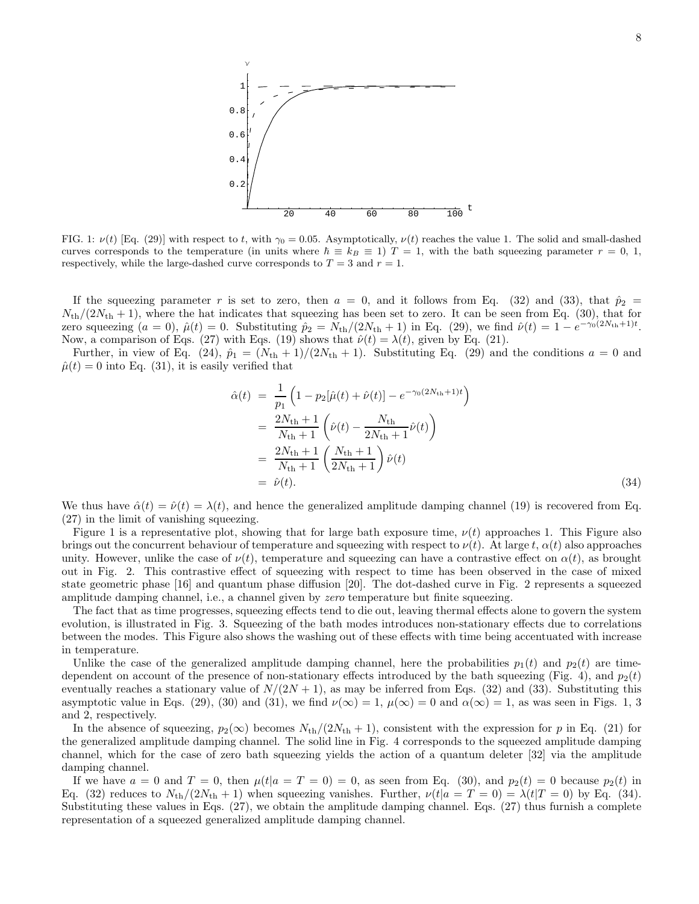FIG. 1: $\nu(t)$ [Eq. (29)] with respect to $t$, with $\gamma_0 = 0.05$. Asymptotically, $\nu(t)$ reaches the value 1. The solid and small-dashed curves corresponds to the temperature (in units where $\hbar \equiv k_B \equiv 1$) $T = 1$, with the bath squeezing parameter $r = 0$, 1, respectively, while the large-dashed curve corresponds to $T = 3$ and $r = 1$.

If the squeezing parameter $r$ is set to zero, then $a = 0$, and it follows from Eq. (32) and (33), that $\hat{p}_2 = N_{\rm th}/(2N_{\rm th}+1)$, where the hat indicates that squeezing has been set to zero. It can be seen from Eq. (30), that for zero squeezing ($a = 0$), $\hat{\mu}(t) = 0$. Substituting $\hat{p}_2 = N_{\rm th}/(2N_{\rm th}+1)$ in Eq. (29), we find $\hat{\nu}(t) = 1 - e^{-\gamma_0(2N_{\rm th}+1)t}$. Now, a comparison of Eqs. (27) with Eqs. (19) shows that $\hat{\nu}(t) = \lambda(t)$, given by Eq. (21).

Further, in view of Eq. (24), $\hat{p}_1 = (N_{\rm th}+1)/(2N_{\rm th}+1)$. Substituting Eq. (29) and the conditions $a = 0$ and $\hat{\mu}(t) = 0$ into Eq. (31), it is easily verified that

$$\begin{aligned}
\hat{\alpha}(t) &= \frac{1}{p_1}\left(1 - p_2[\hat{\mu}(t) + \hat{\nu}(t)] - e^{-\gamma_0(2N_{\rm th}+1)t}\right) \\
&= \frac{2N_{\rm th}+1}{N_{\rm th}+1}\left(\hat{\nu}(t) - \frac{N_{\rm th}}{2N_{\rm th}+1}\hat{\nu}(t)\right) \\
&= \frac{2N_{\rm th}+1}{N_{\rm th}+1}\left(\frac{N_{\rm th}+1}{2N_{\rm th}+1}\right)\hat{\nu}(t) \\
&= \hat{\nu}(t).
\end{aligned} \tag{34}$$

We thus have $\hat{\alpha}(t) = \hat{\nu}(t) = \lambda(t)$, and hence the generalized amplitude damping channel (19) is recovered from Eq. (27) in the limit of vanishing squeezing.

Figure 1 is a representative plot, showing that for large bath exposure time, $\nu(t)$ approaches 1. This Figure also brings out the concurrent behaviour of temperature and squeezing with respect to $\nu(t)$. At large $t$, $\alpha(t)$ also approaches unity. However, unlike the case of $\nu(t)$, temperature and squeezing can have a contrastive effect on $\alpha(t)$, as brought out in Fig. 2. This contrastive effect of squeezing with respect to time has been observed in the case of mixed state geometric phase [16] and quantum phase diffusion [20]. The dot-dashed curve in Fig. 2 represents a squeezed amplitude damping channel, i.e., a channel given by *zero* temperature but finite squeezing.

The fact that as time progresses, squeezing effects tend to die out, leaving thermal effects alone to govern the system evolution, is illustrated in Fig. 3. Squeezing of the bath modes introduces non-stationary effects due to correlations between the modes. This Figure also shows the washing out of these effects with time being accentuated with increase in temperature.

Unlike the case of the generalized amplitude damping channel, here the probabilities $p_1(t)$ and $p_2(t)$ are time-dependent on account of the presence of non-stationary effects introduced by the bath squeezing (Fig. 4), and $p_2(t)$ eventually reaches a stationary value of $N/(2N+1)$, as may be inferred from Eqs. (32) and (33). Substituting this asymptotic value in Eqs. (29), (30) and (31), we find $\nu(\infty) = 1$, $\mu(\infty) = 0$ and $\alpha(\infty) = 1$, as was seen in Figs. 1, 3 and 2, respectively.

In the absence of squeezing, $p_2(\infty)$ becomes $N_{\rm th}/(2N_{\rm th}+1)$, consistent with the expression for $p$ in Eq. (21) for the generalized amplitude damping channel. The solid line in Fig. 4 corresponds to the squeezed amplitude damping channel, which for the case of zero bath squeezing yields the action of a quantum deleter [32] via the amplitude damping channel.

If we have $a = 0$ and $T = 0$, then $\mu(t|a = T = 0) = 0$, as seen from Eq. (30), and $p_2(t) = 0$ because $p_2(t)$ in Eq. (32) reduces to $N_{\rm th}/(2N_{\rm th}+1)$ when squeezing vanishes. Further, $\nu(t|a = T = 0) = \lambda(t|T = 0)$ by Eq. (34). Substituting these values in Eqs. (27), we obtain the amplitude damping channel. Eqs. (27) thus furnish a complete representation of a squeezed generalized amplitude damping channel.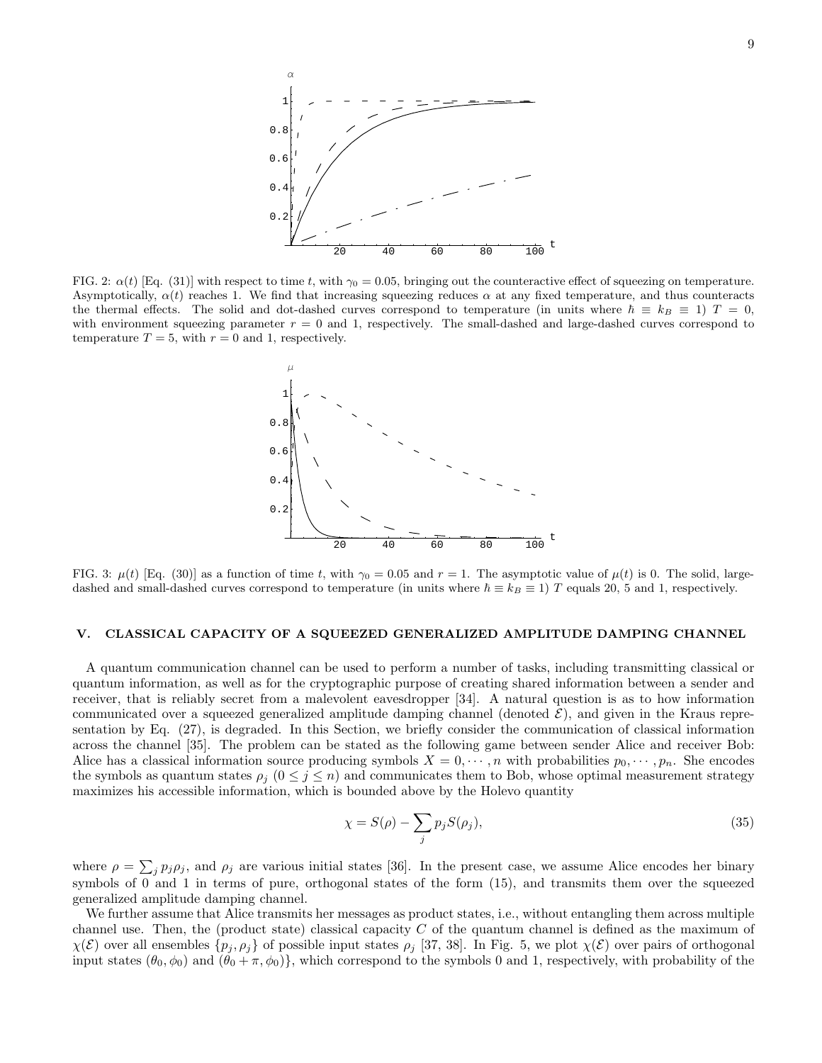FIG. 2: $\alpha(t)$ [Eq. (31)] with respect to time $t$, with $\gamma_0 = 0.05$, bringing out the counteractive effect of squeezing on temperature. Asymptotically, $\alpha(t)$ reaches 1. We find that increasing squeezing reduces $\alpha$ at any fixed temperature, and thus counteracts the thermal effects. The solid and dot-dashed curves correspond to temperature (in units where $\hbar \equiv k_B \equiv 1$) $T = 0$, with environment squeezing parameter $r = 0$ and 1, respectively. The small-dashed and large-dashed curves correspond to temperature $T = 5$, with $r = 0$ and 1, respectively.

FIG. 3: $\mu(t)$ [Eq. (30)] as a function of time $t$, with $\gamma_0 = 0.05$ and $r = 1$. The asymptotic value of $\mu(t)$ is 0. The solid, large-dashed and small-dashed curves correspond to temperature (in units where $\hbar \equiv k_B \equiv 1$) $T$ equals 20, 5 and 1, respectively.

## V. CLASSICAL CAPACITY OF A SQUEEZED GENERALIZED AMPLITUDE DAMPING CHANNEL

A quantum communication channel can be used to perform a number of tasks, including transmitting classical or quantum information, as well as for the cryptographic purpose of creating shared information between a sender and receiver, that is reliably secret from a malevolent eavesdropper [34]. A natural question is as to how information communicated over a squeezed generalized amplitude damping channel (denoted $\mathcal{E}$), and given in the Kraus representation by Eq. (27), is degraded. In this Section, we briefly consider the communication of classical information across the channel [35]. The problem can be stated as the following game between sender Alice and receiver Bob: Alice has a classical information source producing symbols $X = 0, \cdots, n$ with probabilities $p_0, \cdots, p_n$. She encodes the symbols as quantum states $\rho_j$ ($0 \leq j \leq n$) and communicates them to Bob, whose optimal measurement strategy maximizes his accessible information, which is bounded above by the Holevo quantity

$$\chi = S(\rho) - \sum_j p_j S(\rho_j), \tag{35}$$

where $\rho = \sum_j p_j \rho_j$, and $\rho_j$ are various initial states [36]. In the present case, we assume Alice encodes her binary symbols of 0 and 1 in terms of pure, orthogonal states of the form (15), and transmits them over the squeezed generalized amplitude damping channel.

We further assume that Alice transmits her messages as product states, i.e., without entangling them across multiple channel use. Then, the (product state) classical capacity $C$ of the quantum channel is defined as the maximum of $\chi(\mathcal{E})$ over all ensembles $\{p_j, \rho_j\}$ of possible input states $\rho_j$ [37, 38]. In Fig. 5, we plot $\chi(\mathcal{E})$ over pairs of orthogonal input states $(\theta_0, \phi_0)$ and $(\theta_0 + \pi, \phi_0)\}$, which correspond to the symbols 0 and 1, respectively, with probability of the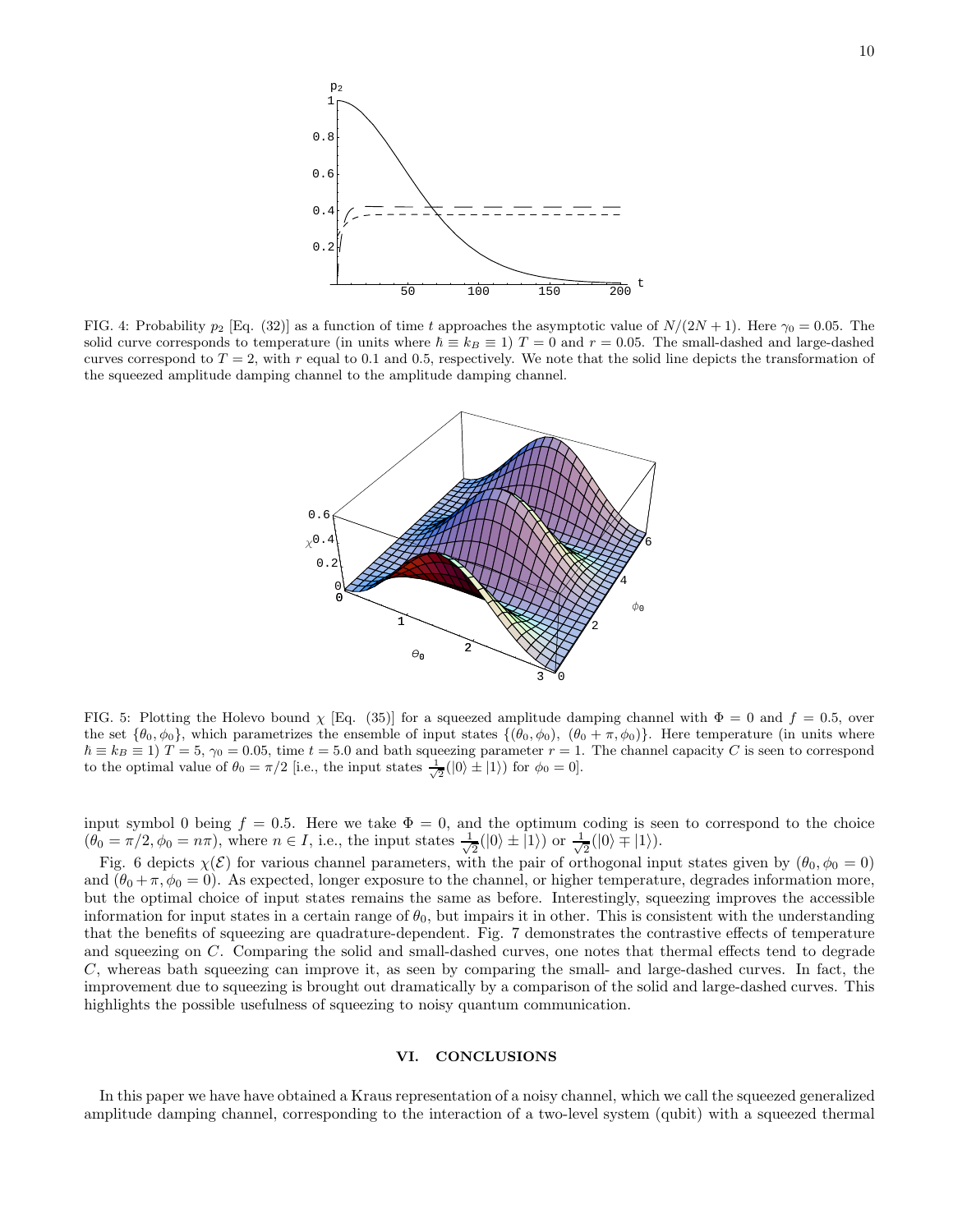FIG. 4: Probability $p_2$ [Eq. (32)] as a function of time $t$ approaches the asymptotic value of $N/(2N+1)$. Here $\gamma_0 = 0.05$. The solid curve corresponds to temperature (in units where $\hbar \equiv k_B \equiv 1$) $T = 0$ and $r = 0.05$. The small-dashed and large-dashed curves correspond to $T = 2$, with $r$ equal to 0.1 and 0.5, respectively. We note that the solid line depicts the transformation of the squeezed amplitude damping channel to the amplitude damping channel.

FIG. 5: Plotting the Holevo bound $\chi$ [Eq. (35)] for a squeezed amplitude damping channel with $\Phi = 0$ and $f = 0.5$, over the set $\{\theta_0, \phi_0\}$, which parametrizes the ensemble of input states $\{(\theta_0, \phi_0),\ (\theta_0 + \pi, \phi_0)\}$. Here temperature (in units where $\hbar \equiv k_B \equiv 1$) $T = 5$, $\gamma_0 = 0.05$, time $t = 5.0$ and bath squeezing parameter $r = 1$. The channel capacity $C$ is seen to correspond to the optimal value of $\theta_0 = \pi/2$ [i.e., the input states $\frac{1}{\sqrt{2}}(|0\rangle \pm |1\rangle)$ for $\phi_0 = 0$].

input symbol 0 being $f = 0.5$. Here we take $\Phi = 0$, and the optimum coding is seen to correspond to the choice $(\theta_0 = \pi/2, \phi_0 = n\pi)$, where $n \in I$, i.e., the input states $\frac{1}{\sqrt{2}}(|0\rangle \pm |1\rangle)$ or $\frac{1}{\sqrt{2}}(|0\rangle \mp |1\rangle)$.

Fig. 6 depicts $\chi(\mathcal{E})$ for various channel parameters, with the pair of orthogonal input states given by $(\theta_0, \phi_0 = 0)$ and $(\theta_0 + \pi, \phi_0 = 0)$. As expected, longer exposure to the channel, or higher temperature, degrades information more, but the optimal choice of input states remains the same as before. Interestingly, squeezing improves the accessible information for input states in a certain range of $\theta_0$, but impairs it in other. This is consistent with the understanding that the benefits of squeezing are quadrature-dependent. Fig. 7 demonstrates the contrastive effects of temperature and squeezing on $C$. Comparing the solid and small-dashed curves, one notes that thermal effects tend to degrade $C$, whereas bath squeezing can improve it, as seen by comparing the small- and large-dashed curves. In fact, the improvement due to squeezing is brought out dramatically by a comparison of the solid and large-dashed curves. This highlights the possible usefulness of squeezing to noisy quantum communication.

## VI. CONCLUSIONS

In this paper we have have obtained a Kraus representation of a noisy channel, which we call the squeezed generalized amplitude damping channel, corresponding to the interaction of a two-level system (qubit) with a squeezed thermal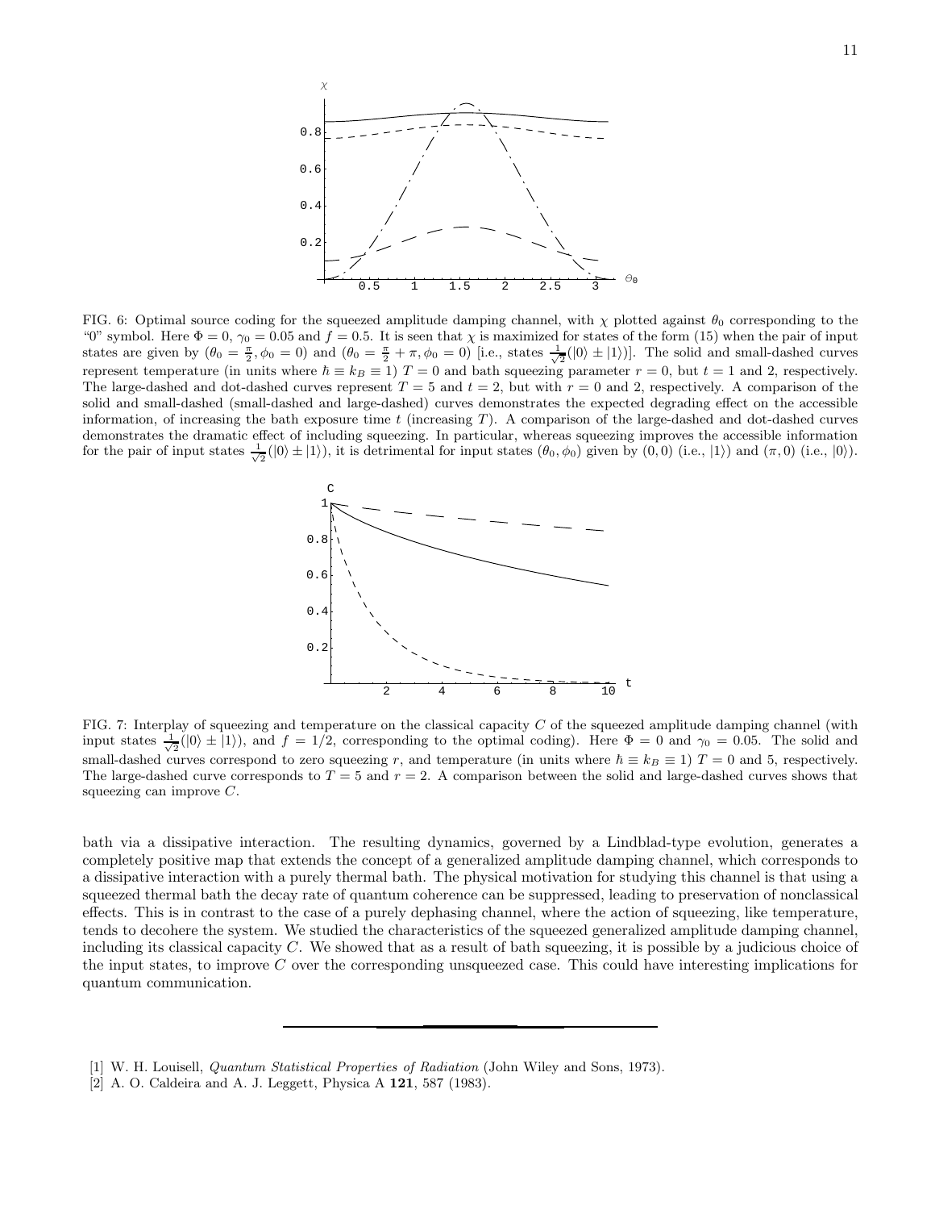FIG. 6: Optimal source coding for the squeezed amplitude damping channel, with $\chi$ plotted against $\theta_0$ corresponding to the "0" symbol. Here $\Phi = 0$, $\gamma_0 = 0.05$ and $f = 0.5$. It is seen that $\chi$ is maximized for states of the form (15) when the pair of input states are given by ($\theta_0 = \frac{\pi}{2}, \phi_0 = 0$) and ($\theta_0 = \frac{\pi}{2} + \pi, \phi_0 = 0$) [i.e., states $\frac{1}{\sqrt{2}}(|0\rangle \pm |1\rangle)$]. The solid and small-dashed curves represent temperature (in units where $\hbar \equiv k_B \equiv 1$) $T = 0$ and bath squeezing parameter $r = 0$, but $t = 1$ and 2, respectively. The large-dashed and dot-dashed curves represent $T = 5$ and $t = 2$, but with $r = 0$ and 2, respectively. A comparison of the solid and small-dashed (small-dashed and large-dashed) curves demonstrates the expected degrading effect on the accessible information, of increasing the bath exposure time $t$ (increasing $T$). A comparison of the large-dashed and dot-dashed curves demonstrates the dramatic effect of including squeezing. In particular, whereas squeezing improves the accessible information for the pair of input states $\frac{1}{\sqrt{2}}(|0\rangle \pm |1\rangle)$, it is detrimental for input states $(\theta_0, \phi_0)$ given by $(0, 0)$ (i.e., $|1\rangle$) and $(\pi, 0)$ (i.e., $|0\rangle$).

FIG. 7: Interplay of squeezing and temperature on the classical capacity $C$ of the squeezed amplitude damping channel (with input states $\frac{1}{\sqrt{2}}(|0\rangle \pm |1\rangle)$, and $f = 1/2$, corresponding to the optimal coding). Here $\Phi = 0$ and $\gamma_0 = 0.05$. The solid and small-dashed curves correspond to zero squeezing $r$, and temperature (in units where $\hbar \equiv k_B \equiv 1$) $T = 0$ and 5, respectively. The large-dashed curve corresponds to $T = 5$ and $r = 2$. A comparison between the solid and large-dashed curves shows that squeezing can improve $C$.

bath via a dissipative interaction. The resulting dynamics, governed by a Lindblad-type evolution, generates a completely positive map that extends the concept of a generalized amplitude damping channel, which corresponds to a dissipative interaction with a purely thermal bath. The physical motivation for studying this channel is that using a squeezed thermal bath the decay rate of quantum coherence can be suppressed, leading to preservation of nonclassical effects. This is in contrast to the case of a purely dephasing channel, where the action of squeezing, like temperature, tends to decohere the system. We studied the characteristics of the squeezed generalized amplitude damping channel, including its classical capacity $C$. We showed that as a result of bath squeezing, it is possible by a judicious choice of the input states, to improve $C$ over the corresponding unsqueezed case. This could have interesting implications for quantum communication.

---

[1] W. H. Louisell, *Quantum Statistical Properties of Radiation* (John Wiley and Sons, 1973).

[2] A. O. Caldeira and A. J. Leggett, Physica A **121**, 587 (1983).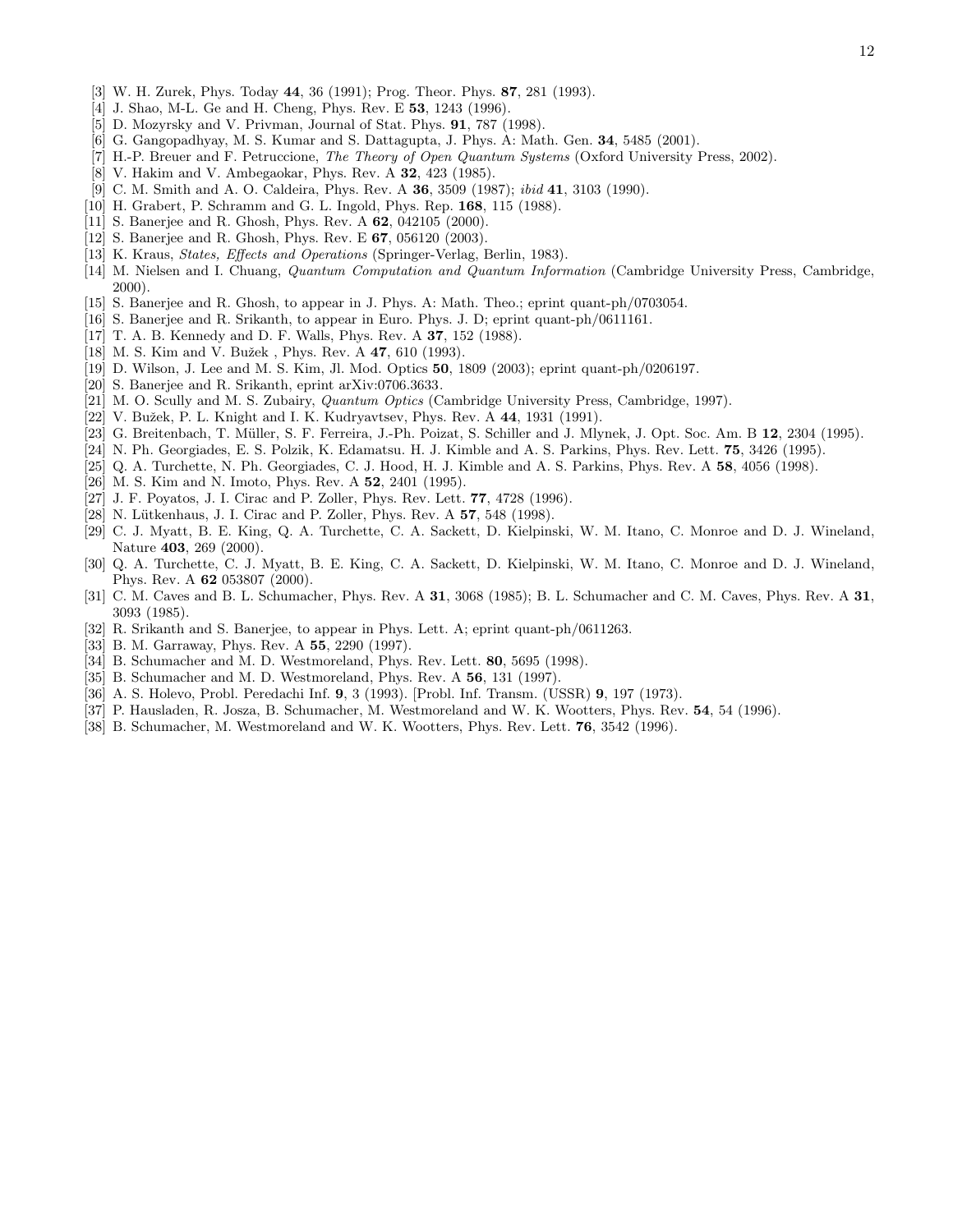[3] W. H. Zurek, Phys. Today **44**, 36 (1991); Prog. Theor. Phys. **87**, 281 (1993).
[4] J. Shao, M-L. Ge and H. Cheng, Phys. Rev. E **53**, 1243 (1996).
[5] D. Mozyrsky and V. Privman, Journal of Stat. Phys. **91**, 787 (1998).
[6] G. Gangopadhyay, M. S. Kumar and S. Dattagupta, J. Phys. A: Math. Gen. **34**, 5485 (2001).
[7] H.-P. Breuer and F. Petruccione, *The Theory of Open Quantum Systems* (Oxford University Press, 2002).
[8] V. Hakim and V. Ambegaokar, Phys. Rev. A **32**, 423 (1985).
[9] C. M. Smith and A. O. Caldeira, Phys. Rev. A **36**, 3509 (1987); *ibid* **41**, 3103 (1990).
[10] H. Grabert, P. Schramm and G. L. Ingold, Phys. Rep. **168**, 115 (1988).
[11] S. Banerjee and R. Ghosh, Phys. Rev. A **62**, 042105 (2000).
[12] S. Banerjee and R. Ghosh, Phys. Rev. E **67**, 056120 (2003).
[13] K. Kraus, *States, Effects and Operations* (Springer-Verlag, Berlin, 1983).
[14] M. Nielsen and I. Chuang, *Quantum Computation and Quantum Information* (Cambridge University Press, Cambridge, 2000).
[15] S. Banerjee and R. Ghosh, to appear in J. Phys. A: Math. Theo.; eprint quant-ph/0703054.
[16] S. Banerjee and R. Srikanth, to appear in Euro. Phys. J. D; eprint quant-ph/0611161.
[17] T. A. B. Kennedy and D. F. Walls, Phys. Rev. A **37**, 152 (1988).
[18] M. S. Kim and V. Bužek , Phys. Rev. A **47**, 610 (1993).
[19] D. Wilson, J. Lee and M. S. Kim, Jl. Mod. Optics **50**, 1809 (2003); eprint quant-ph/0206197.
[20] S. Banerjee and R. Srikanth, eprint arXiv:0706.3633.
[21] M. O. Scully and M. S. Zubairy, *Quantum Optics* (Cambridge University Press, Cambridge, 1997).
[22] V. Bužek, P. L. Knight and I. K. Kudryavtsev, Phys. Rev. A **44**, 1931 (1991).
[23] G. Breitenbach, T. Müller, S. F. Ferreira, J.-Ph. Poizat, S. Schiller and J. Mlynek, J. Opt. Soc. Am. B **12**, 2304 (1995).
[24] N. Ph. Georgiades, E. S. Polzik, K. Edamatsu. H. J. Kimble and A. S. Parkins, Phys. Rev. Lett. **75**, 3426 (1995).
[25] Q. A. Turchette, N. Ph. Georgiades, C. J. Hood, H. J. Kimble and A. S. Parkins, Phys. Rev. A **58**, 4056 (1998).
[26] M. S. Kim and N. Imoto, Phys. Rev. A **52**, 2401 (1995).
[27] J. F. Poyatos, J. I. Cirac and P. Zoller, Phys. Rev. Lett. **77**, 4728 (1996).
[28] N. Lütkenhaus, J. I. Cirac and P. Zoller, Phys. Rev. A **57**, 548 (1998).
[29] C. J. Myatt, B. E. King, Q. A. Turchette, C. A. Sackett, D. Kielpinski, W. M. Itano, C. Monroe and D. J. Wineland, Nature **403**, 269 (2000).
[30] Q. A. Turchette, C. J. Myatt, B. E. King, C. A. Sackett, D. Kielpinski, W. M. Itano, C. Monroe and D. J. Wineland, Phys. Rev. A **62** 053807 (2000).
[31] C. M. Caves and B. L. Schumacher, Phys. Rev. A **31**, 3068 (1985); B. L. Schumacher and C. M. Caves, Phys. Rev. A **31**, 3093 (1985).
[32] R. Srikanth and S. Banerjee, to appear in Phys. Lett. A; eprint quant-ph/0611263.
[33] B. M. Garraway, Phys. Rev. A **55**, 2290 (1997).
[34] B. Schumacher and M. D. Westmoreland, Phys. Rev. Lett. **80**, 5695 (1998).
[35] B. Schumacher and M. D. Westmoreland, Phys. Rev. A **56**, 131 (1997).
[36] A. S. Holevo, Probl. Peredachi Inf. **9**, 3 (1993). [Probl. Inf. Transm. (USSR) **9**, 197 (1973).
[37] P. Hausladen, R. Josza, B. Schumacher, M. Westmoreland and W. K. Wootters, Phys. Rev. **54**, 54 (1996).
[38] B. Schumacher, M. Westmoreland and W. K. Wootters, Phys. Rev. Lett. **76**, 3542 (1996).